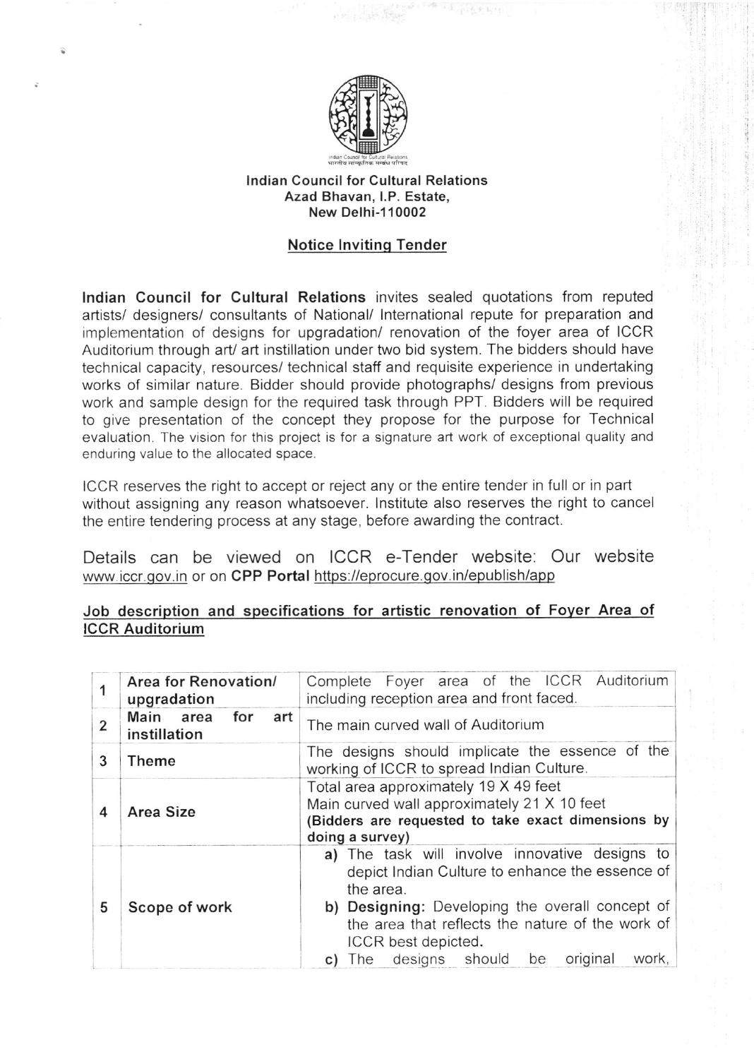**Indian Council for Cultural Relations**
**Azad Bhavan, I.P. Estate,**
**New Delhi-110002**

## Notice Inviting Tender

**Indian Council for Cultural Relations** invites sealed quotations from reputed artists/ designers/ consultants of National/ International repute for preparation and implementation of designs for upgradation/ renovation of the foyer area of ICCR Auditorium through art/ art instillation under two bid system. The bidders should have technical capacity, resources/ technical staff and requisite experience in undertaking works of similar nature. Bidder should provide photographs/ designs from previous work and sample design for the required task through PPT. Bidders will be required to give presentation of the concept they propose for the purpose for Technical evaluation. The vision for this project is for a signature art work of exceptional quality and enduring value to the allocated space.

ICCR reserves the right to accept or reject any or the entire tender in full or in part without assigning any reason whatsoever. Institute also reserves the right to cancel the entire tendering process at any stage, before awarding the contract.

Details can be viewed on ICCR e-Tender website: Our website www.iccr.gov.in or on **CPP Portal** https://eprocure.gov.in/epublish/app

### Job description and specifications for artistic renovation of Foyer Area of ICCR Auditorium

| | | |
|---|---|---|
| 1 | **Area for Renovation/ upgradation** | Complete Foyer area of the ICCR Auditorium including reception area and front faced. |
| 2 | **Main area for art instillation** | The main curved wall of Auditorium |
| 3 | **Theme** | The designs should implicate the essence of the working of ICCR to spread Indian Culture. |
| 4 | **Area Size** | Total area approximately 19 X 49 feet<br>Main curved wall approximately 21 X 10 feet<br>**(Bidders are requested to take exact dimensions by doing a survey)** |
| 5 | **Scope of work** | **a)** The task will involve innovative designs to depict Indian Culture to enhance the essence of the area.<br>**b) Designing:** Developing the overall concept of the area that reflects the nature of the work of ICCR best depicted.<br>**c)** The designs should be original work, |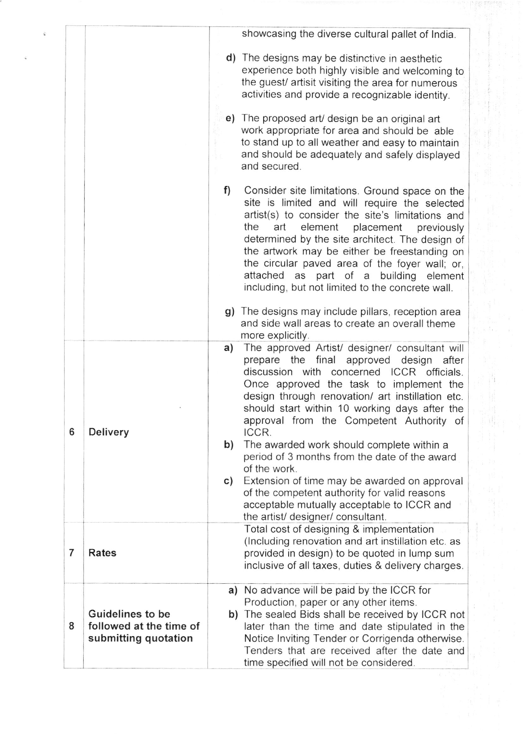| | | |
|---|---|---|
| | | showcasing the diverse cultural pallet of India.<br><br>**d)** The designs may be distinctive in aesthetic experience both highly visible and welcoming to the guest/ artisit visiting the area for numerous activities and provide a recognizable identity.<br><br>**e)** The proposed art/ design be an original art work appropriate for area and should be able to stand up to all weather and easy to maintain and should be adequately and safely displayed and secured.<br><br>**f)** Consider site limitations. Ground space on the site is limited and will require the selected artist(s) to consider the site's limitations and the art element placement previously determined by the site architect. The design of the artwork may be either be freestanding on the circular paved area of the foyer wall; or, attached as part of a building element including, but not limited to the concrete wall.<br><br>**g)** The designs may include pillars, reception area and side wall areas to create an overall theme more explicitly. |
| 6 | **Delivery** | **a)** The approved Artist/ designer/ consultant will prepare the final approved design after discussion with concerned ICCR officials. Once approved the task to implement the design through renovation/ art instillation etc. should start within 10 working days after the approval from the Competent Authority of ICCR.<br>**b)** The awarded work should complete within a period of 3 months from the date of the award of the work.<br>**c)** Extension of time may be awarded on approval of the competent authority for valid reasons acceptable mutually acceptable to ICCR and the artist/ designer/ consultant. |
| 7 | **Rates** | Total cost of designing & implementation (Including renovation and art instillation etc. as provided in design) to be quoted in lump sum inclusive of all taxes, duties & delivery charges. |
| 8 | **Guidelines to be followed at the time of submitting quotation** | **a)** No advance will be paid by the ICCR for Production, paper or any other items.<br>**b)** The sealed Bids shall be received by ICCR not later than the time and date stipulated in the Notice Inviting Tender or Corrigenda otherwise. Tenders that are received after the date and time specified will not be considered. |